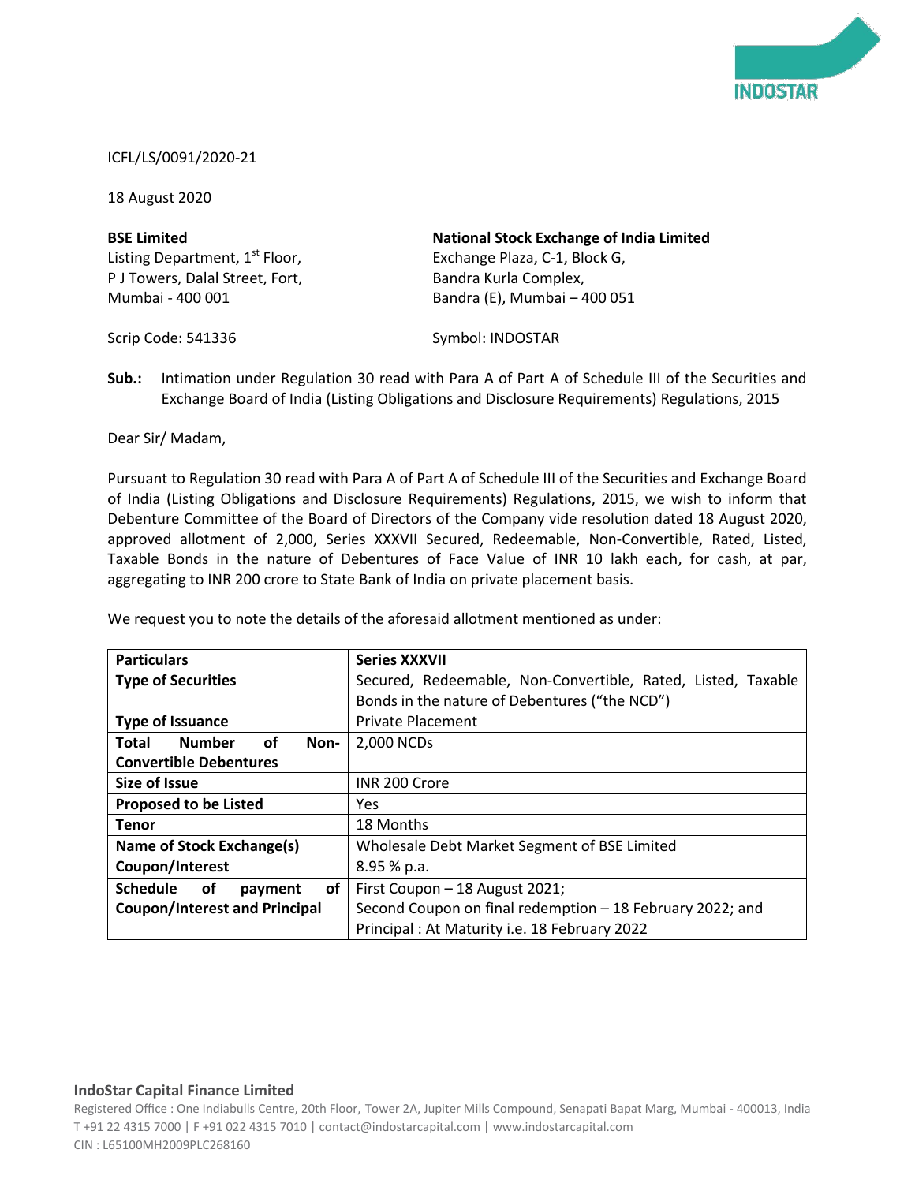ICFL/LS/0091/2020-21

18 August 2020

**BSE Limited**
Listing Department, 1st Floor,
P J Towers, Dalal Street, Fort,
Mumbai - 400 001

Scrip Code: 541336

**National Stock Exchange of India Limited**
Exchange Plaza, C-1, Block G,
Bandra Kurla Complex,
Bandra (E), Mumbai – 400 051

Symbol: INDOSTAR

**Sub.:** Intimation under Regulation 30 read with Para A of Part A of Schedule III of the Securities and Exchange Board of India (Listing Obligations and Disclosure Requirements) Regulations, 2015

Dear Sir/ Madam,

Pursuant to Regulation 30 read with Para A of Part A of Schedule III of the Securities and Exchange Board of India (Listing Obligations and Disclosure Requirements) Regulations, 2015, we wish to inform that Debenture Committee of the Board of Directors of the Company vide resolution dated 18 August 2020, approved allotment of 2,000, Series XXXVII Secured, Redeemable, Non-Convertible, Rated, Listed, Taxable Bonds in the nature of Debentures of Face Value of INR 10 lakh each, for cash, at par, aggregating to INR 200 crore to State Bank of India on private placement basis.

We request you to note the details of the aforesaid allotment mentioned as under:

| **Particulars** | **Series XXXVII** |
|---|---|
| **Type of Securities** | Secured, Redeemable, Non-Convertible, Rated, Listed, Taxable Bonds in the nature of Debentures ("the NCD") |
| **Type of Issuance** | Private Placement |
| **Total Number of Non-Convertible Debentures** | 2,000 NCDs |
| **Size of Issue** | INR 200 Crore |
| **Proposed to be Listed** | Yes |
| **Tenor** | 18 Months |
| **Name of Stock Exchange(s)** | Wholesale Debt Market Segment of BSE Limited |
| **Coupon/Interest** | 8.95 % p.a. |
| **Schedule of payment of Coupon/Interest and Principal** | First Coupon – 18 August 2021; Second Coupon on final redemption – 18 February 2022; and Principal : At Maturity i.e. 18 February 2022 |

**IndoStar Capital Finance Limited**
Registered Office : One Indiabulls Centre, 20th Floor, Tower 2A, Jupiter Mills Compound, Senapati Bapat Marg, Mumbai - 400013, India
T +91 22 4315 7000 | F +91 022 4315 7010 | contact@indostarcapital.com | www.indostarcapital.com
CIN : L65100MH2009PLC268160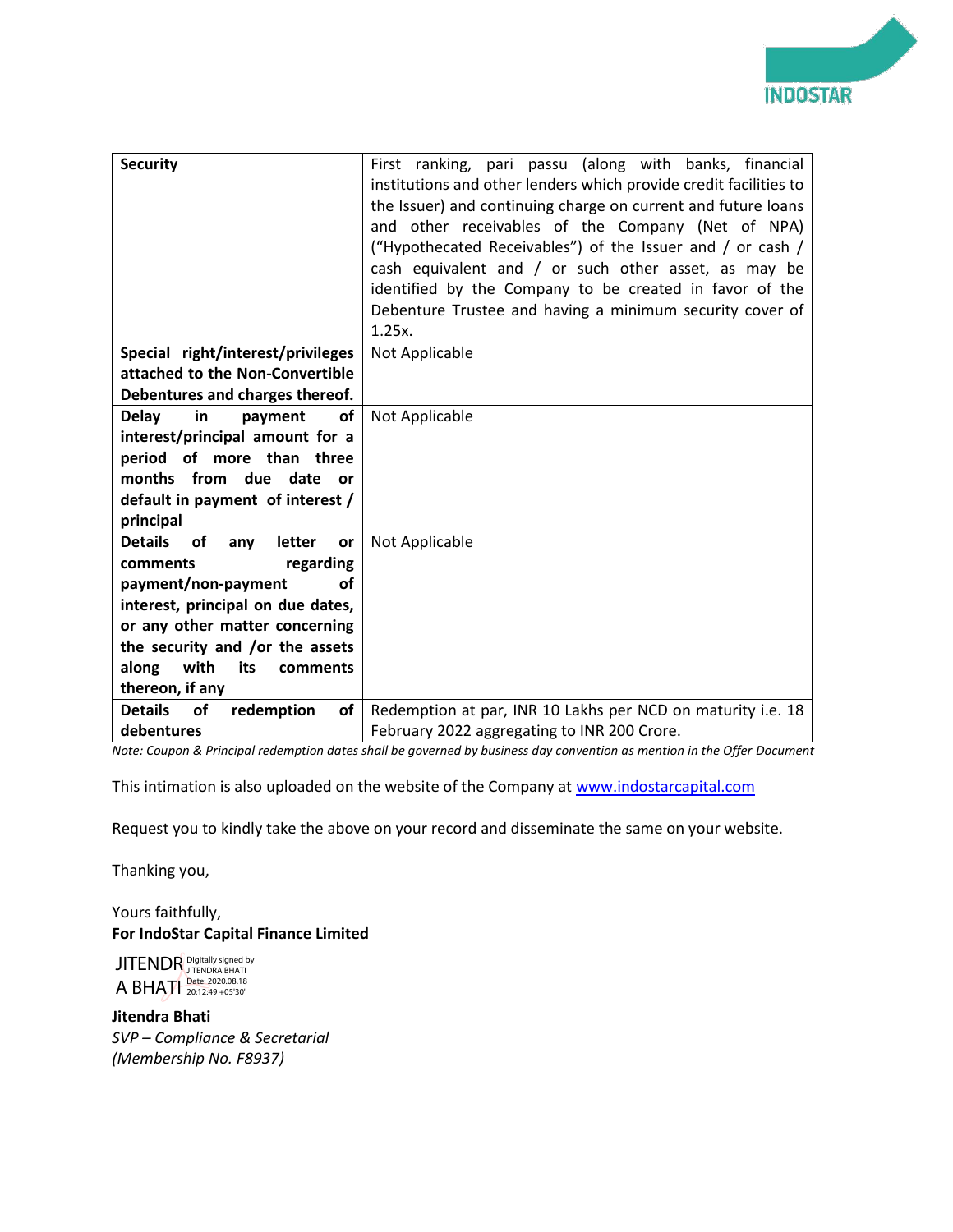| | |
|---|---|
| **Security** | First ranking, pari passu (along with banks, financial institutions and other lenders which provide credit facilities to the Issuer) and continuing charge on current and future loans and other receivables of the Company (Net of NPA) ("Hypothecated Receivables") of the Issuer and / or cash / cash equivalent and / or such other asset, as may be identified by the Company to be created in favor of the Debenture Trustee and having a minimum security cover of 1.25x. |
| **Special right/interest/privileges attached to the Non-Convertible Debentures and charges thereof.** | Not Applicable |
| **Delay in payment of interest/principal amount for a period of more than three months from due date or default in payment of interest / principal** | Not Applicable |
| **Details of any letter or comments regarding payment/non-payment of interest, principal on due dates, or any other matter concerning the security and /or the assets along with its comments thereon, if any** | Not Applicable |
| **Details of redemption of debentures** | Redemption at par, INR 10 Lakhs per NCD on maturity i.e. 18 February 2022 aggregating to INR 200 Crore. |

*Note: Coupon & Principal redemption dates shall be governed by business day convention as mention in the Offer Document*

This intimation is also uploaded on the website of the Company at www.indostarcapital.com

Request you to kindly take the above on your record and disseminate the same on your website.

Thanking you,

Yours faithfully,
**For IndoStar Capital Finance Limited**

JITENDRA BHATI
Digitally signed by JITENDRA BHATI
Date: 2020.08.18 20:12:49 +05'30'

**Jitendra Bhati**
*SVP – Compliance & Secretarial*
*(Membership No. F8937)*